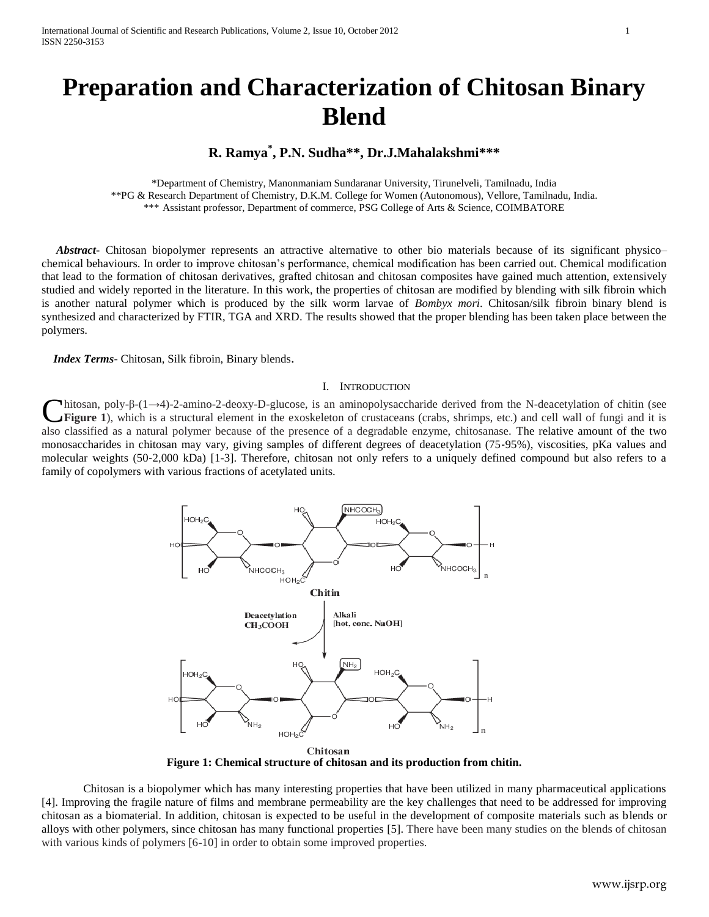# Preparation and Characterization of Chitosan Binary Blend

**R. Ramya*, P.N. Sudha**, Dr.J.Mahalakshmi*****

*Department of Chemistry, Manonmaniam Sundaranar University, Tirunelveli, Tamilnadu, India
**PG & Research Department of Chemistry, D.K.M. College for Women (Autonomous), Vellore, Tamilnadu, India.
*** Assistant professor, Department of commerce, PSG College of Arts & Science, COIMBATORE

***Abstract***- Chitosan biopolymer represents an attractive alternative to other bio materials because of its significant physico–chemical behaviours. In order to improve chitosan's performance, chemical modification has been carried out. Chemical modification that lead to the formation of chitosan derivatives, grafted chitosan and chitosan composites have gained much attention, extensively studied and widely reported in the literature. In this work, the properties of chitosan are modified by blending with silk fibroin which is another natural polymer which is produced by the silk worm larvae of *Bombyx mori*. Chitosan/silk fibroin binary blend is synthesized and characterized by FTIR, TGA and XRD. The results showed that the proper blending has been taken place between the polymers.

***Index Terms***- Chitosan, Silk fibroin, Binary blends.

## I. Introduction

Chitosan, poly-β-(1→4)-2-amino-2-deoxy-D-glucose, is an aminopolysaccharide derived from the N-deacetylation of chitin (see **Figure 1**), which is a structural element in the exoskeleton of crustaceans (crabs, shrimps, etc.) and cell wall of fungi and it is also classified as a natural polymer because of the presence of a degradable enzyme, chitosanase. The relative amount of the two monosaccharides in chitosan may vary, giving samples of different degrees of deacetylation (75-95%), viscosities, pKa values and molecular weights (50-2,000 kDa) [1-3]. Therefore, chitosan not only refers to a uniquely defined compound but also refers to a family of copolymers with various fractions of acetylated units.

Chitin

Deacetylation $CH_3COOH$

Alkali [hot, conc. NaOH]

Chitosan

**Figure 1: Chemical structure of chitosan and its production from chitin.**

Chitosan is a biopolymer which has many interesting properties that have been utilized in many pharmaceutical applications [4]. Improving the fragile nature of films and membrane permeability are the key challenges that need to be addressed for improving chitosan as a biomaterial. In addition, chitosan is expected to be useful in the development of composite materials such as blends or alloys with other polymers, since chitosan has many functional properties [5]. There have been many studies on the blends of chitosan with various kinds of polymers [6-10] in order to obtain some improved properties.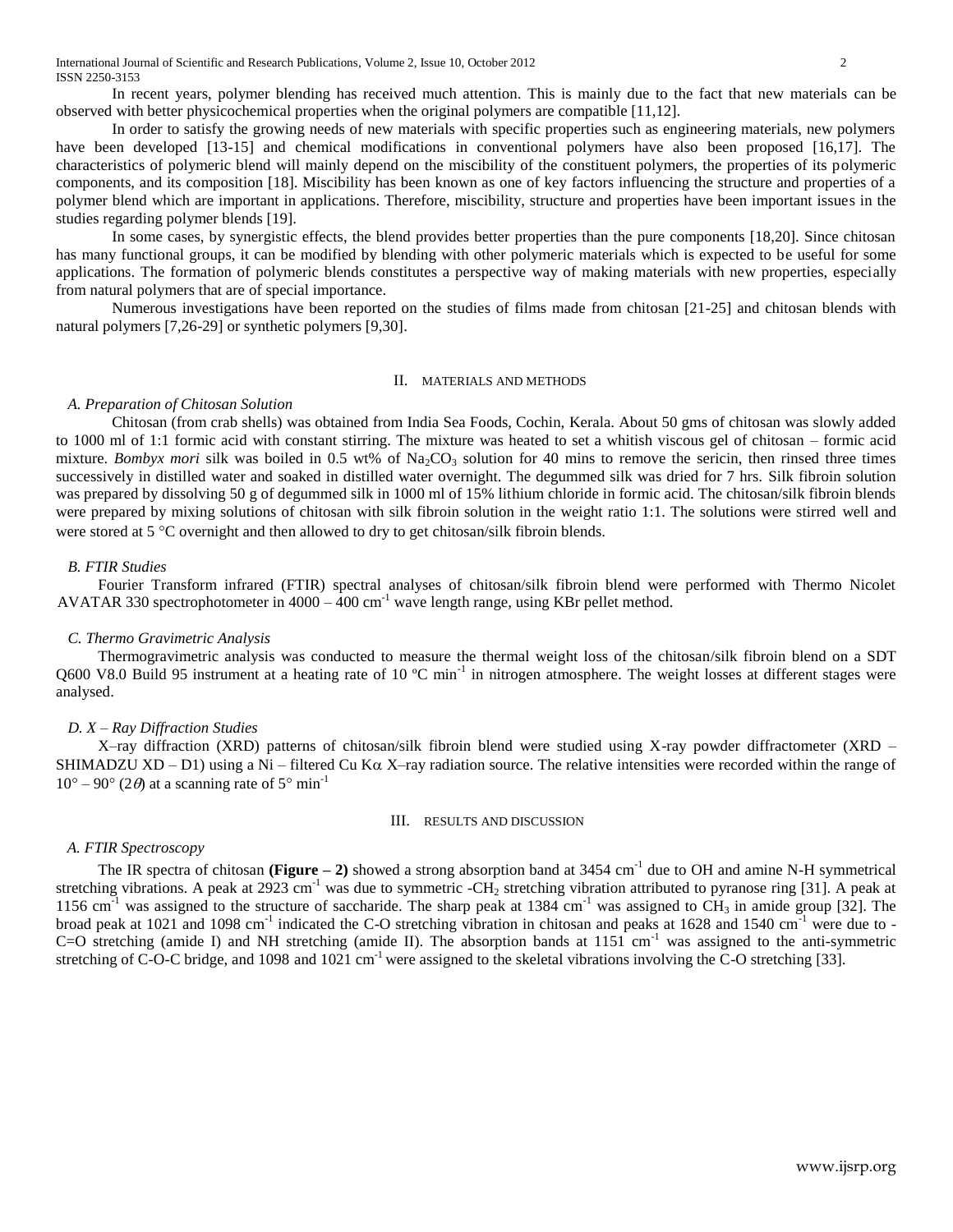In recent years, polymer blending has received much attention. This is mainly due to the fact that new materials can be observed with better physicochemical properties when the original polymers are compatible [11,12].

In order to satisfy the growing needs of new materials with specific properties such as engineering materials, new polymers have been developed [13-15] and chemical modifications in conventional polymers have also been proposed [16,17]. The characteristics of polymeric blend will mainly depend on the miscibility of the constituent polymers, the properties of its polymeric components, and its composition [18]. Miscibility has been known as one of key factors influencing the structure and properties of a polymer blend which are important in applications. Therefore, miscibility, structure and properties have been important issues in the studies regarding polymer blends [19].

In some cases, by synergistic effects, the blend provides better properties than the pure components [18,20]. Since chitosan has many functional groups, it can be modified by blending with other polymeric materials which is expected to be useful for some applications. The formation of polymeric blends constitutes a perspective way of making materials with new properties, especially from natural polymers that are of special importance.

Numerous investigations have been reported on the studies of films made from chitosan [21-25] and chitosan blends with natural polymers [7,26-29] or synthetic polymers [9,30].

## II. MATERIALS AND METHODS

### A. Preparation of Chitosan Solution

Chitosan (from crab shells) was obtained from India Sea Foods, Cochin, Kerala. About 50 gms of chitosan was slowly added to 1000 ml of 1:1 formic acid with constant stirring. The mixture was heated to set a whitish viscous gel of chitosan – formic acid mixture. *Bombyx mori* silk was boiled in 0.5 wt% of $Na_2CO_3$ solution for 40 mins to remove the sericin, then rinsed three times successively in distilled water and soaked in distilled water overnight. The degummed silk was dried for 7 hrs. Silk fibroin solution was prepared by dissolving 50 g of degummed silk in 1000 ml of 15% lithium chloride in formic acid. The chitosan/silk fibroin blends were prepared by mixing solutions of chitosan with silk fibroin solution in the weight ratio 1:1. The solutions were stirred well and were stored at 5 °C overnight and then allowed to dry to get chitosan/silk fibroin blends.

### B. FTIR Studies

Fourier Transform infrared (FTIR) spectral analyses of chitosan/silk fibroin blend were performed with Thermo Nicolet AVATAR 330 spectrophotometer in 4000 – 400 $cm^{-1}$ wave length range, using KBr pellet method.

### C. Thermo Gravimetric Analysis

Thermogravimetric analysis was conducted to measure the thermal weight loss of the chitosan/silk fibroin blend on a SDT Q600 V8.0 Build 95 instrument at a heating rate of 10 ºC $min^{-1}$ in nitrogen atmosphere. The weight losses at different stages were analysed.

### D. X – Ray Diffraction Studies

X–ray diffraction (XRD) patterns of chitosan/silk fibroin blend were studied using X-ray powder diffractometer (XRD – SHIMADZU XD – D1) using a Ni – filtered Cu K$\alpha$ X–ray radiation source. The relative intensities were recorded within the range of $10° – 90°$ ($2\theta$) at a scanning rate of 5° $min^{-1}$

## III. RESULTS AND DISCUSSION

### A. FTIR Spectroscopy

The IR spectra of chitosan **(Figure – 2)** showed a strong absorption band at 3454 $cm^{-1}$ due to OH and amine N-H symmetrical stretching vibrations. A peak at 2923 $cm^{-1}$ was due to symmetric -$CH_2$ stretching vibration attributed to pyranose ring [31]. A peak at 1156 $cm^{-1}$ was assigned to the structure of saccharide. The sharp peak at 1384 $cm^{-1}$ was assigned to $CH_3$ in amide group [32]. The broad peak at 1021 and 1098 $cm^{-1}$ indicated the C-O stretching vibration in chitosan and peaks at 1628 and 1540 $cm^{-1}$ were due to -C=O stretching (amide I) and NH stretching (amide II). The absorption bands at 1151 $cm^{-1}$ was assigned to the anti-symmetric stretching of C-O-C bridge, and 1098 and 1021 $cm^{-1}$ were assigned to the skeletal vibrations involving the C-O stretching [33].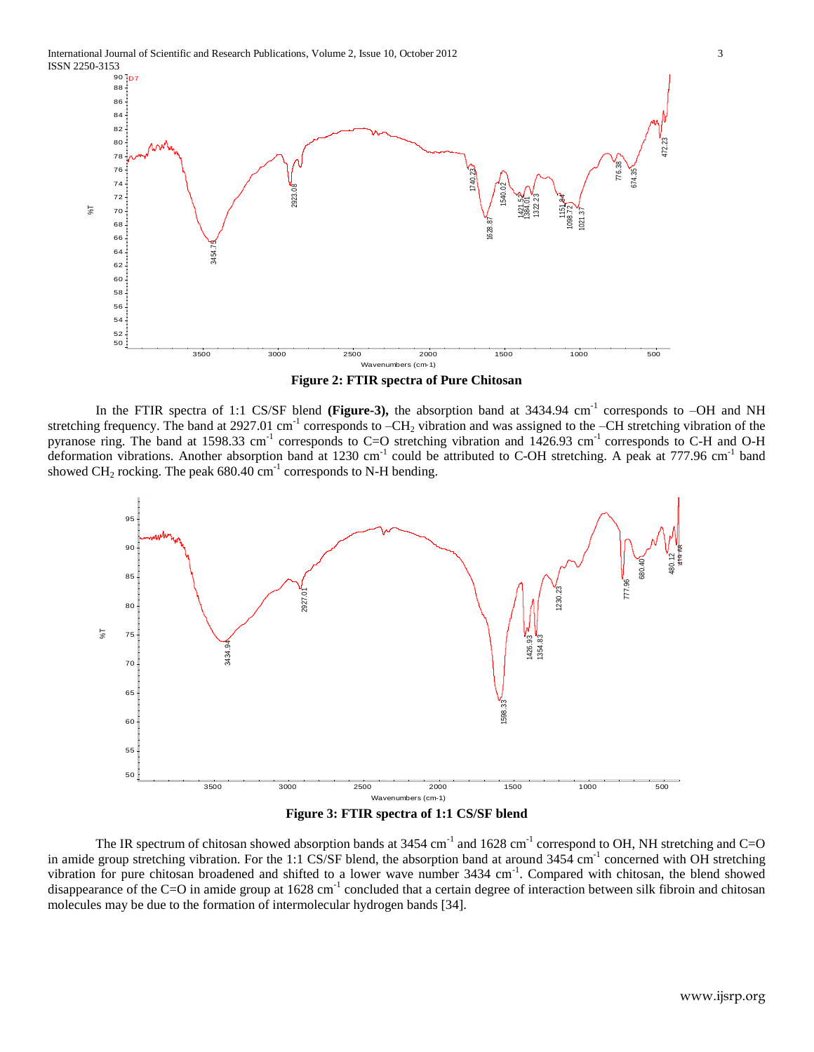**Figure 2: FTIR spectra of Pure Chitosan**

In the FTIR spectra of 1:1 CS/SF blend **(Figure-3),** the absorption band at 3434.94 $cm^{-1}$ corresponds to –OH and NH stretching frequency. The band at 2927.01 $cm^{-1}$ corresponds to $–CH_2$ vibration and was assigned to the –CH stretching vibration of the pyranose ring. The band at 1598.33 $cm^{-1}$ corresponds to C=O stretching vibration and 1426.93 $cm^{-1}$ corresponds to C-H and O-H deformation vibrations. Another absorption band at 1230 $cm^{-1}$ could be attributed to C-OH stretching. A peak at 777.96 $cm^{-1}$ band showed $CH_2$ rocking. The peak 680.40 $cm^{-1}$ corresponds to N-H bending.

**Figure 3: FTIR spectra of 1:1 CS/SF blend**

The IR spectrum of chitosan showed absorption bands at 3454 $cm^{-1}$ and 1628 $cm^{-1}$ correspond to OH, NH stretching and C=O in amide group stretching vibration. For the 1:1 CS/SF blend, the absorption band at around 3454 $cm^{-1}$ concerned with OH stretching vibration for pure chitosan broadened and shifted to a lower wave number 3434 $cm^{-1}$. Compared with chitosan, the blend showed disappearance of the C=O in amide group at 1628 $cm^{-1}$ concluded that a certain degree of interaction between silk fibroin and chitosan molecules may be due to the formation of intermolecular hydrogen bands [34].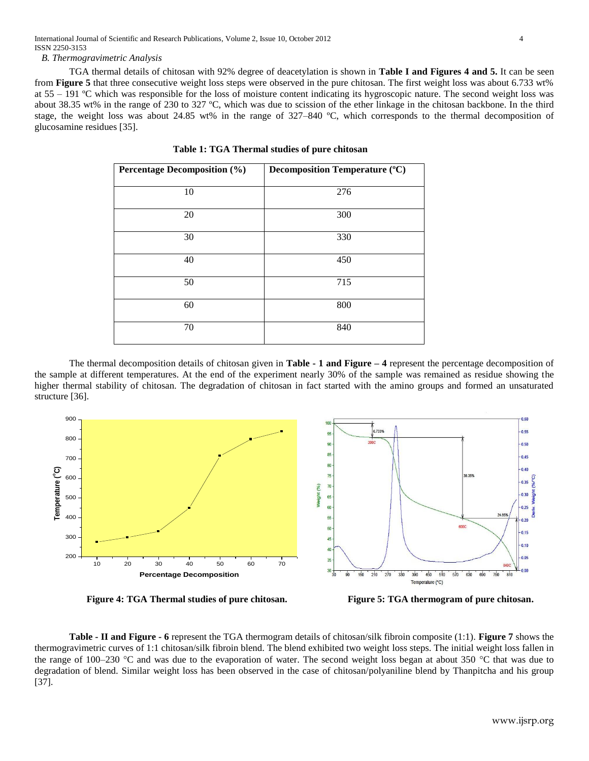*B. Thermogravimetric Analysis*

TGA thermal details of chitosan with 92% degree of deacetylation is shown in **Table I and Figures 4 and 5.** It can be seen from **Figure 5** that three consecutive weight loss steps were observed in the pure chitosan. The first weight loss was about 6.733 wt% at 55 – 191 ºC which was responsible for the loss of moisture content indicating its hygroscopic nature. The second weight loss was about 38.35 wt% in the range of 230 to 327 ºC, which was due to scission of the ether linkage in the chitosan backbone. In the third stage, the weight loss was about 24.85 wt% in the range of 327–840 ºC, which corresponds to the thermal decomposition of glucosamine residues [35].

**Table 1: TGA Thermal studies of pure chitosan**

| Percentage Decomposition (%) | Decomposition Temperature (ºC) |
|---|---|
| 10 | 276 |
| 20 | 300 |
| 30 | 330 |
| 40 | 450 |
| 50 | 715 |
| 60 | 800 |
| 70 | 840 |

The thermal decomposition details of chitosan given in **Table - 1 and Figure – 4** represent the percentage decomposition of the sample at different temperatures. At the end of the experiment nearly 30% of the sample was remained as residue showing the higher thermal stability of chitosan. The degradation of chitosan in fact started with the amino groups and formed an unsaturated structure [36].

**Figure 4: TGA Thermal studies of pure chitosan.**

**Figure 5: TGA thermogram of pure chitosan.**

**Table - II and Figure - 6** represent the TGA thermogram details of chitosan/silk fibroin composite (1:1). **Figure 7** shows the thermogravimetric curves of 1:1 chitosan/silk fibroin blend. The blend exhibited two weight loss steps. The initial weight loss fallen in the range of 100–230 °C and was due to the evaporation of water. The second weight loss began at about 350 °C that was due to degradation of blend. Similar weight loss has been observed in the case of chitosan/polyaniline blend by Thanpitcha and his group [37].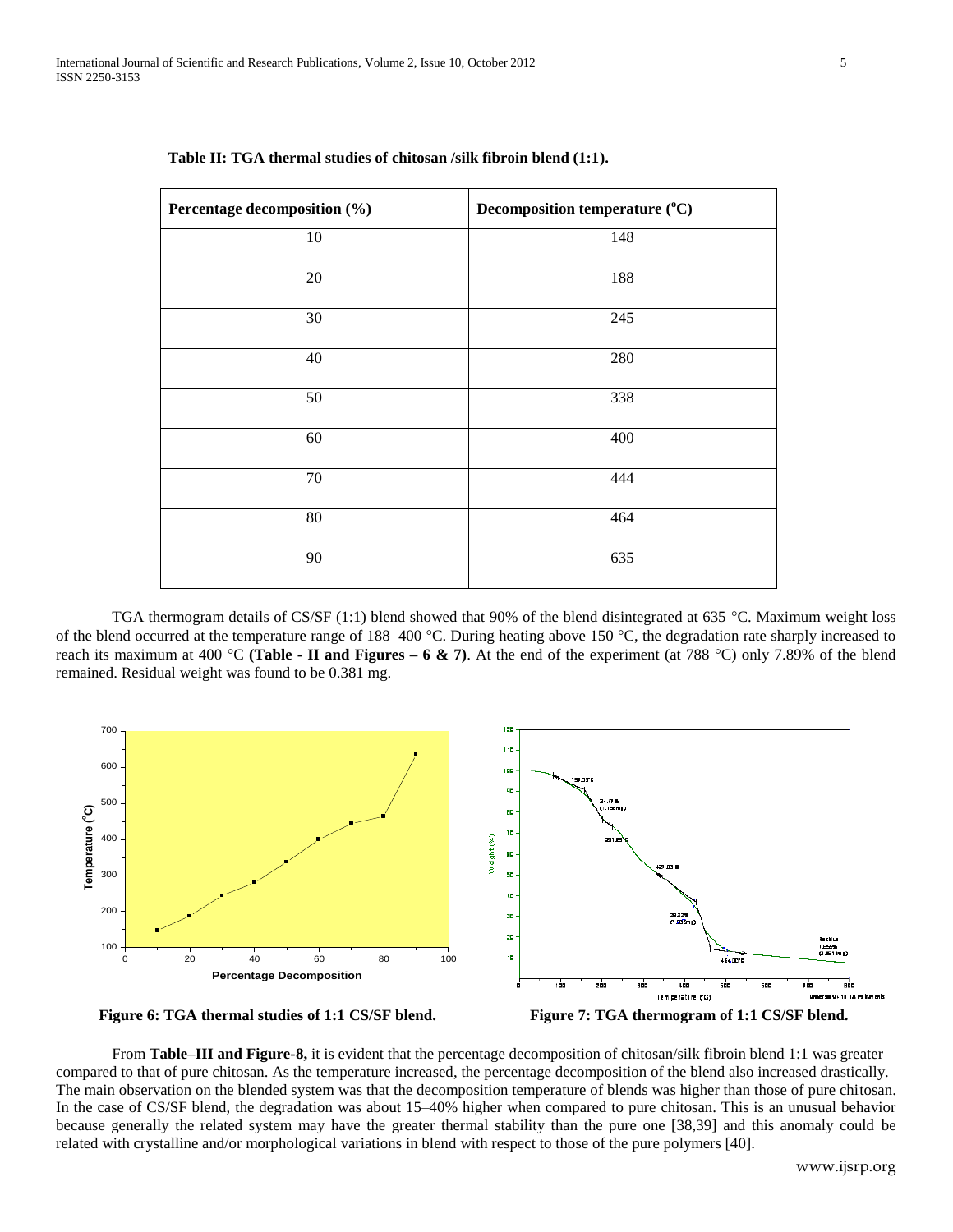**Table II: TGA thermal studies of chitosan /silk fibroin blend (1:1).**

| Percentage decomposition (%) | Decomposition temperature (°C) |
| --- | --- |
| 10 | 148 |
| 20 | 188 |
| 30 | 245 |
| 40 | 280 |
| 50 | 338 |
| 60 | 400 |
| 70 | 444 |
| 80 | 464 |
| 90 | 635 |

TGA thermogram details of CS/SF (1:1) blend showed that 90% of the blend disintegrated at 635 °C. Maximum weight loss of the blend occurred at the temperature range of 188–400 °C. During heating above 150 °C, the degradation rate sharply increased to reach its maximum at 400 °C **(Table - II and Figures – 6 & 7)**. At the end of the experiment (at 788 °C) only 7.89% of the blend remained. Residual weight was found to be 0.381 mg.

**Figure 6: TGA thermal studies of 1:1 CS/SF blend.**

**Figure 7: TGA thermogram of 1:1 CS/SF blend.**

From **Table–III and Figure-8,** it is evident that the percentage decomposition of chitosan/silk fibroin blend 1:1 was greater compared to that of pure chitosan. As the temperature increased, the percentage decomposition of the blend also increased drastically. The main observation on the blended system was that the decomposition temperature of blends was higher than those of pure chitosan. In the case of CS/SF blend, the degradation was about 15–40% higher when compared to pure chitosan. This is an unusual behavior because generally the related system may have the greater thermal stability than the pure one [38,39] and this anomaly could be related with crystalline and/or morphological variations in blend with respect to those of the pure polymers [40].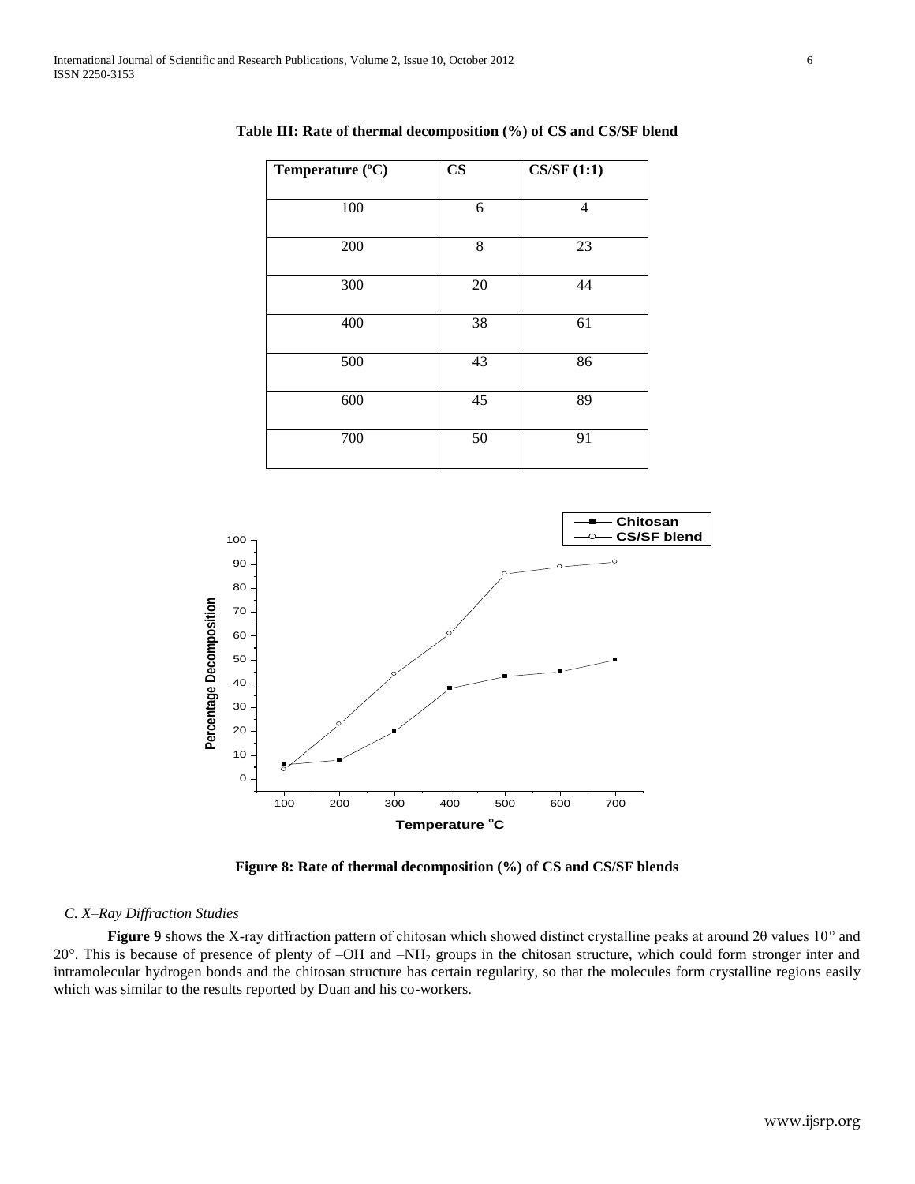**Table III: Rate of thermal decomposition (%) of CS and CS/SF blend**

| Temperature (ºC) | CS | CS/SF (1:1) |
| --- | --- | --- |
| 100 | 6 | 4 |
| 200 | 8 | 23 |
| 300 | 20 | 44 |
| 400 | 38 | 61 |
| 500 | 43 | 86 |
| 600 | 45 | 89 |
| 700 | 50 | 91 |

**Figure 8: Rate of thermal decomposition (%) of CS and CS/SF blends**

### *C. X–Ray Diffraction Studies*

**Figure 9** shows the X-ray diffraction pattern of chitosan which showed distinct crystalline peaks at around 2θ values 10° and 20°. This is because of presence of plenty of –OH and –$NH_2$ groups in the chitosan structure, which could form stronger inter and intramolecular hydrogen bonds and the chitosan structure has certain regularity, so that the molecules form crystalline regions easily which was similar to the results reported by Duan and his co-workers.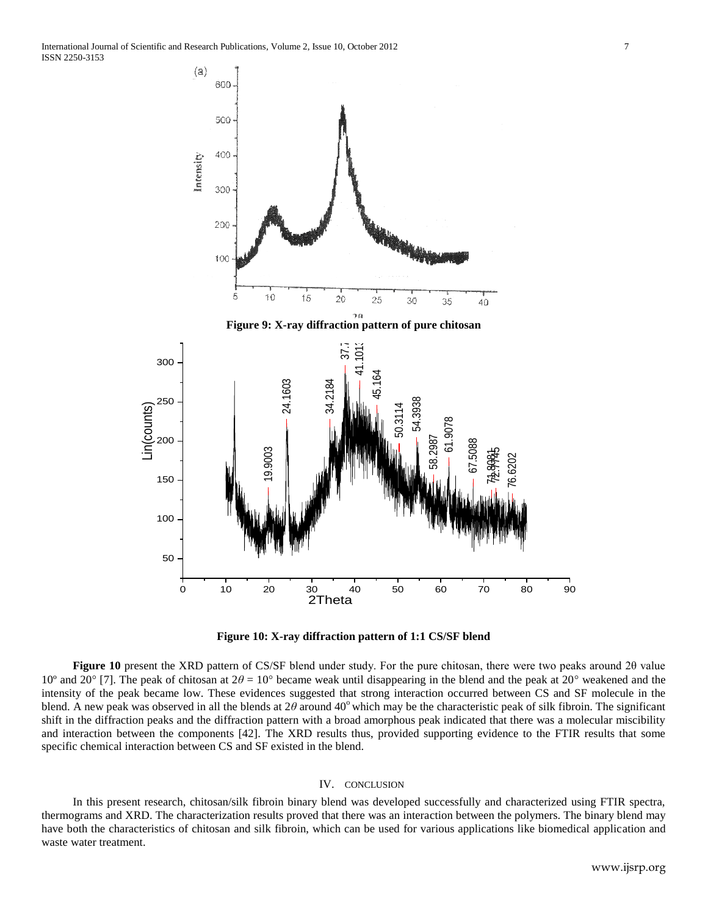Figure 9: X-ray diffraction pattern of pure chitosan

Figure 10: X-ray diffraction pattern of 1:1 CS/SF blend

**Figure 10** present the XRD pattern of CS/SF blend under study. For the pure chitosan, there were two peaks around 2θ value 10º and 20° [7]. The peak of chitosan at $2\theta = 10°$ became weak until disappearing in the blend and the peak at 20° weakened and the intensity of the peak became low. These evidences suggested that strong interaction occurred between CS and SF molecule in the blend. A new peak was observed in all the blends at $2\theta$ around 40° which may be the characteristic peak of silk fibroin. The significant shift in the diffraction peaks and the diffraction pattern with a broad amorphous peak indicated that there was a molecular miscibility and interaction between the components [42]. The XRD results thus, provided supporting evidence to the FTIR results that some specific chemical interaction between CS and SF existed in the blend.

## IV. CONCLUSION

In this present research, chitosan/silk fibroin binary blend was developed successfully and characterized using FTIR spectra, thermograms and XRD. The characterization results proved that there was an interaction between the polymers. The binary blend may have both the characteristics of chitosan and silk fibroin, which can be used for various applications like biomedical application and waste water treatment.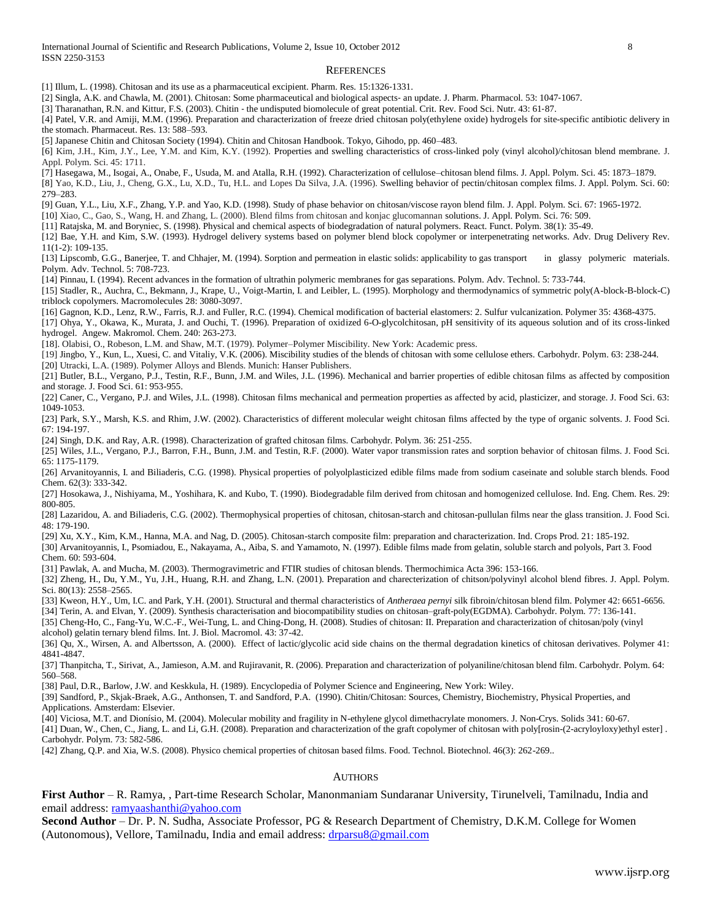## REFERENCES

[1] Illum, L. (1998). Chitosan and its use as a pharmaceutical excipient. Pharm. Res. 15:1326-1331.

[2] Singla, A.K. and Chawla, M. (2001). Chitosan: Some pharmaceutical and biological aspects- an update. J. Pharm. Pharmacol. 53: 1047-1067.

[3] Tharanathan, R.N. and Kittur, F.S. (2003). Chitin - the undisputed biomolecule of great potential. Crit. Rev. Food Sci. Nutr. 43: 61-87.

[4] Patel, V.R. and Amiji, M.M. (1996). Preparation and characterization of freeze dried chitosan poly(ethylene oxide) hydrogels for site-specific antibiotic delivery in the stomach. Pharmaceut. Res. 13: 588–593.

[5] Japanese Chitin and Chitosan Society (1994). Chitin and Chitosan Handbook. Tokyo, Gihodo, pp. 460–483.

[6] Kim, J.H., Kim, J.Y., Lee, Y.M. and Kim, K.Y. (1992). Properties and swelling characteristics of cross-linked poly (vinyl alcohol)/chitosan blend membrane. J. Appl. Polym. Sci. 45: 1711.

[7] Hasegawa, M., Isogai, A., Onabe, F., Usuda, M. and Atalla, R.H. (1992). Characterization of cellulose–chitosan blend films. J. Appl. Polym. Sci. 45: 1873–1879.

[8] Yao, K.D., Liu, J., Cheng, G.X., Lu, X.D., Tu, H.L. and Lopes Da Silva, J.A. (1996). Swelling behavior of pectin/chitosan complex films. J. Appl. Polym. Sci. 60: 279–283.

[9] Guan, Y.L., Liu, X.F., Zhang, Y.P. and Yao, K.D. (1998). Study of phase behavior on chitosan/viscose rayon blend film. J. Appl. Polym. Sci. 67: 1965-1972.

[10] Xiao, C., Gao, S., Wang, H. and Zhang, L. (2000). Blend films from chitosan and konjac glucomannan solutions. J. Appl. Polym. Sci. 76: 509.

[11] Ratajska, M. and Boryniec, S. (1998). Physical and chemical aspects of biodegradation of natural polymers. React. Funct. Polym. 38(1): 35-49.

[12] Bae, Y.H. and Kim, S.W. (1993). Hydrogel delivery systems based on polymer blend block copolymer or interpenetrating networks. Adv. Drug Delivery Rev. 11(1-2): 109-135.

[13] Lipscomb, G.G., Banerjee, T. and Chhajer, M. (1994). Sorption and permeation in elastic solids: applicability to gas transport in glassy polymeric materials. Polym. Adv. Technol. 5: 708-723.

[14] Pinnau, I. (1994). Recent advances in the formation of ultrathin polymeric membranes for gas separations. Polym. Adv. Technol. 5: 733-744.

[15] Stadler, R., Auchra, C., Bekmann, J., Krape, U., Voigt-Martin, I. and Leibler, L. (1995). Morphology and thermodynamics of symmetric poly(A-block-B-block-C) triblock copolymers. Macromolecules 28: 3080-3097.

[16] Gagnon, K.D., Lenz, R.W., Farris, R.J. and Fuller, R.C. (1994). Chemical modification of bacterial elastomers: 2. Sulfur vulcanization. Polymer 35: 4368-4375.

[17] Ohya, Y., Okawa, K., Murata, J. and Ouchi, T. (1996). Preparation of oxidized 6-O-glycolchitosan, pH sensitivity of its aqueous solution and of its cross-linked hydrogel. Angew. Makromol. Chem. 240: 263-273.

[18]. Olabisi, O., Robeson, L.M. and Shaw, M.T. (1979). Polymer–Polymer Miscibility. New York: Academic press.

[19] Jingbo, Y., Kun, L., Xuesi, C. and Vitaliy, V.K. (2006). Miscibility studies of the blends of chitosan with some cellulose ethers. Carbohydr. Polym. 63: 238-244.

[20] Utracki, L.A. (1989). Polymer Alloys and Blends. Munich: Hanser Publishers.

[21] Butler, B.L., Vergano, P.J., Testin, R.F., Bunn, J.M. and Wiles, J.L. (1996). Mechanical and barrier properties of edible chitosan films as affected by composition and storage. J. Food Sci. 61: 953-955.

[22] Caner, C., Vergano, P.J. and Wiles, J.L. (1998). Chitosan films mechanical and permeation properties as affected by acid, plasticizer, and storage. J. Food Sci. 63: 1049-1053.

[23] Park, S.Y., Marsh, K.S. and Rhim, J.W. (2002). Characteristics of different molecular weight chitosan films affected by the type of organic solvents. J. Food Sci. 67: 194-197.

[24] Singh, D.K. and Ray, A.R. (1998). Characterization of grafted chitosan films. Carbohydr. Polym. 36: 251-255.

[25] Wiles, J.L., Vergano, P.J., Barron, F.H., Bunn, J.M. and Testin, R.F. (2000). Water vapor transmission rates and sorption behavior of chitosan films. J. Food Sci. 65: 1175-1179.

[26] Arvanitoyannis, I. and Biliaderis, C.G. (1998). Physical properties of polyolplasticized edible films made from sodium caseinate and soluble starch blends. Food Chem. 62(3): 333-342.

[27] Hosokawa, J., Nishiyama, M., Yoshihara, K. and Kubo, T. (1990). Biodegradable film derived from chitosan and homogenized cellulose. Ind. Eng. Chem. Res. 29: 800-805.

[28] Lazaridou, A. and Biliaderis, C.G. (2002). Thermophysical properties of chitosan, chitosan-starch and chitosan-pullulan films near the glass transition. J. Food Sci. 48: 179-190.

[29] Xu, X.Y., Kim, K.M., Hanna, M.A. and Nag, D. (2005). Chitosan-starch composite film: preparation and characterization. Ind. Crops Prod. 21: 185-192.

[30] Arvanitoyannis, I., Psomiadou, E., Nakayama, A., Aiba, S. and Yamamoto, N. (1997). Edible films made from gelatin, soluble starch and polyols, Part 3. Food Chem. 60: 593-604.

[31] Pawlak, A. and Mucha, M. (2003). Thermogravimetric and FTIR studies of chitosan blends. Thermochimica Acta 396: 153-166.

[32] Zheng, H., Du, Y.M., Yu, J.H., Huang, R.H. and Zhang, L.N. (2001). Preparation and charecterization of chitson/polyvinyl alcohol blend fibres. J. Appl. Polym. Sci. 80(13): 2558–2565.

[33] Kweon, H.Y., Um, I.C. and Park, Y.H. (2001). Structural and thermal characteristics of *Antheraea pernyi* silk fibroin/chitosan blend film. Polymer 42: 6651-6656.

[34] Terin, A. and Elvan, Y. (2009). Synthesis characterisation and biocompatibility studies on chitosan–graft-poly(EGDMA). Carbohydr. Polym. 77: 136-141.

[35] Cheng-Ho, C., Fang-Yu, W.C.-F., Wei-Tung, L. and Ching-Dong, H. (2008). Studies of chitosan: II. Preparation and characterization of chitosan/poly (vinyl alcohol) gelatin ternary blend films. Int. J. Biol. Macromol. 43: 37-42.

[36] Qu, X., Wirsen, A. and Albertsson, A. (2000). Effect of lactic/glycolic acid side chains on the thermal degradation kinetics of chitosan derivatives. Polymer 41: 4841-4847.

[37] Thanpitcha, T., Sirivat, A., Jamieson, A.M. and Rujiravanit, R. (2006). Preparation and characterization of polyaniline/chitosan blend film. Carbohydr. Polym. 64: 560–568.

[38] Paul, D.R., Barlow, J.W. and Keskkula, H. (1989). Encyclopedia of Polymer Science and Engineering, New York: Wiley.

[39] Sandford, P., Skjak-Braek, A.G., Anthonsen, T. and Sandford, P.A. (1990). Chitin/Chitosan: Sources, Chemistry, Biochemistry, Physical Properties, and Applications. Amsterdam: Elsevier.

[40] Viciosa, M.T. and Dionísio, M. (2004). Molecular mobility and fragility in N-ethylene glycol dimethacrylate monomers. J. Non-Crys. Solids 341: 60-67.

[41] Duan, W., Chen, C., Jiang, L. and Li, G.H. (2008). Preparation and characterization of the graft copolymer of chitosan with poly[rosin-(2-acryloyloxy)ethyl ester] . Carbohydr. Polym. 73: 582-586.

[42] Zhang, Q.P. and Xia, W.S. (2008). Physico chemical properties of chitosan based films. Food. Technol. Biotechnol. 46(3): 262-269..

## AUTHORS

**First Author** – R. Ramya, , Part-time Research Scholar, Manonmaniam Sundaranar University, Tirunelveli, Tamilnadu, India and email address: ramyaashanthi@yahoo.com

**Second Author** – Dr. P. N. Sudha, Associate Professor, PG & Research Department of Chemistry, D.K.M. College for Women (Autonomous), Vellore, Tamilnadu, India and email address: drparsu8@gmail.com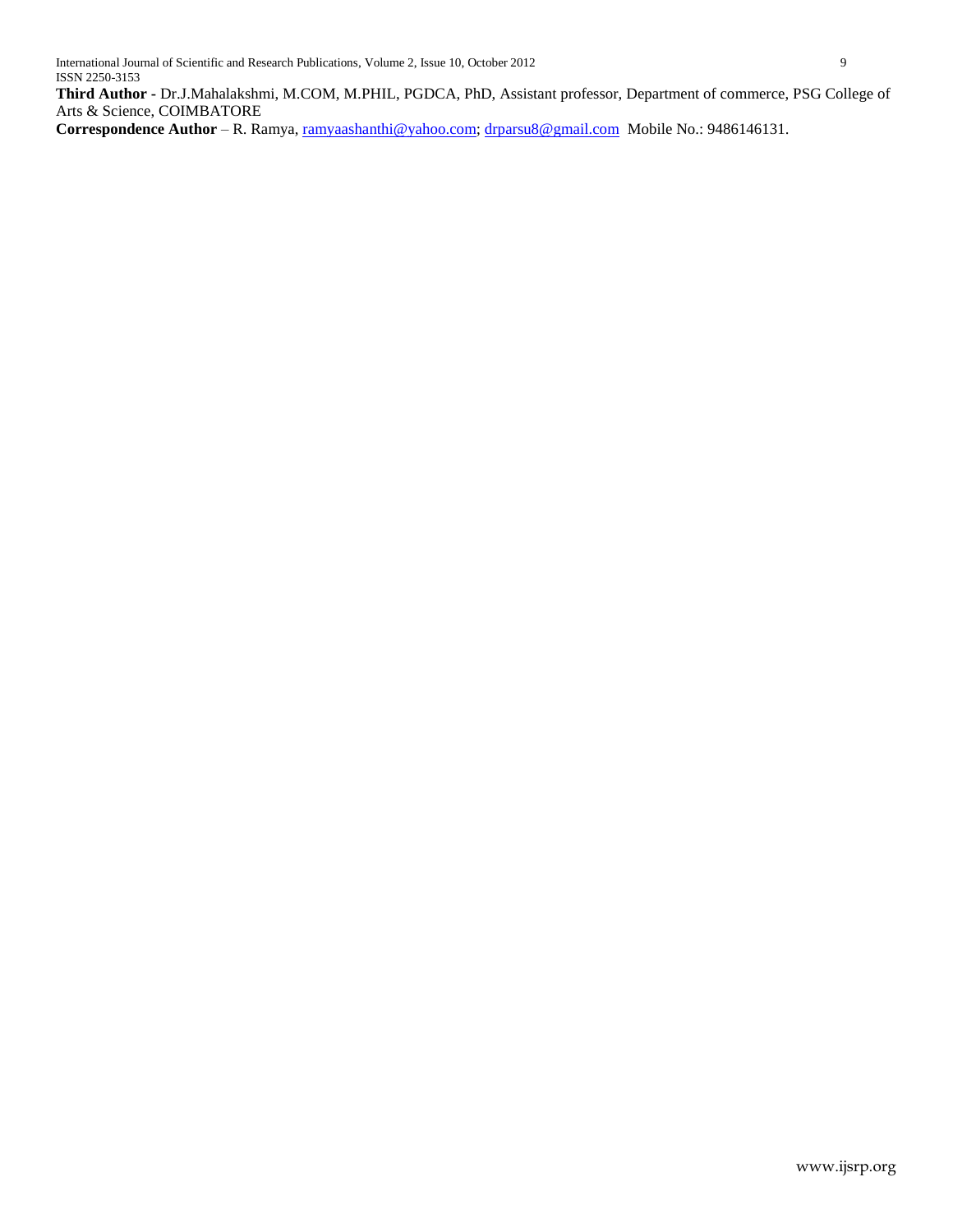**Third Author -** Dr.J.Mahalakshmi, M.COM, M.PHIL, PGDCA, PhD, Assistant professor, Department of commerce, PSG College of Arts & Science, COIMBATORE

**Correspondence Author** – R. Ramya, ramyaashanthi@yahoo.com; drparsu8@gmail.com Mobile No.: 9486146131.